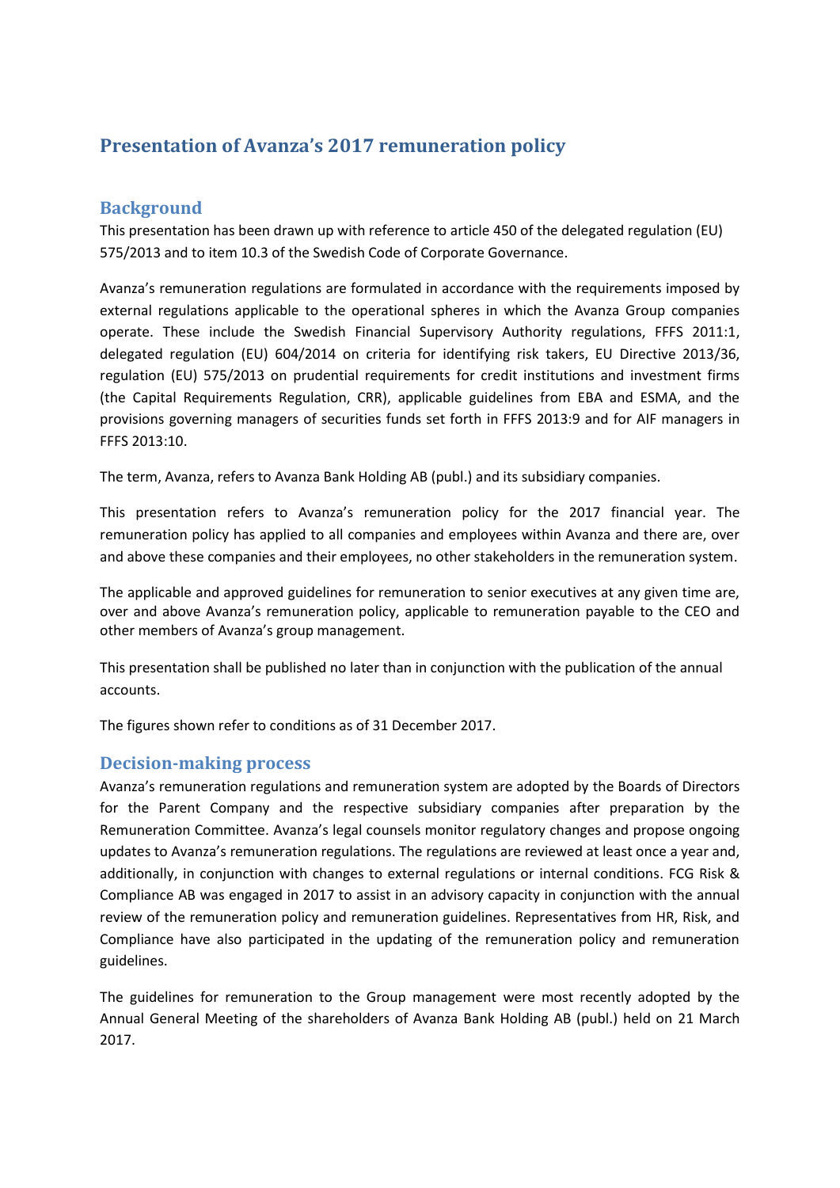# Presentation of Avanza's 2017 remuneration policy

## Background

This presentation has been drawn up with reference to article 450 of the delegated regulation (EU) 575/2013 and to item 10.3 of the Swedish Code of Corporate Governance.

Avanza's remuneration regulations are formulated in accordance with the requirements imposed by external regulations applicable to the operational spheres in which the Avanza Group companies operate. These include the Swedish Financial Supervisory Authority regulations, FFFS 2011:1, delegated regulation (EU) 604/2014 on criteria for identifying risk takers, EU Directive 2013/36, regulation (EU) 575/2013 on prudential requirements for credit institutions and investment firms (the Capital Requirements Regulation, CRR), applicable guidelines from EBA and ESMA, and the provisions governing managers of securities funds set forth in FFFS 2013:9 and for AIF managers in FFFS 2013:10.

The term, Avanza, refers to Avanza Bank Holding AB (publ.) and its subsidiary companies.

This presentation refers to Avanza's remuneration policy for the 2017 financial year. The remuneration policy has applied to all companies and employees within Avanza and there are, over and above these companies and their employees, no other stakeholders in the remuneration system.

The applicable and approved guidelines for remuneration to senior executives at any given time are, over and above Avanza's remuneration policy, applicable to remuneration payable to the CEO and other members of Avanza's group management.

This presentation shall be published no later than in conjunction with the publication of the annual accounts.

The figures shown refer to conditions as of 31 December 2017.

## Decision-making process

Avanza's remuneration regulations and remuneration system are adopted by the Boards of Directors for the Parent Company and the respective subsidiary companies after preparation by the Remuneration Committee. Avanza's legal counsels monitor regulatory changes and propose ongoing updates to Avanza's remuneration regulations. The regulations are reviewed at least once a year and, additionally, in conjunction with changes to external regulations or internal conditions. FCG Risk & Compliance AB was engaged in 2017 to assist in an advisory capacity in conjunction with the annual review of the remuneration policy and remuneration guidelines. Representatives from HR, Risk, and Compliance have also participated in the updating of the remuneration policy and remuneration guidelines.

The guidelines for remuneration to the Group management were most recently adopted by the Annual General Meeting of the shareholders of Avanza Bank Holding AB (publ.) held on 21 March 2017.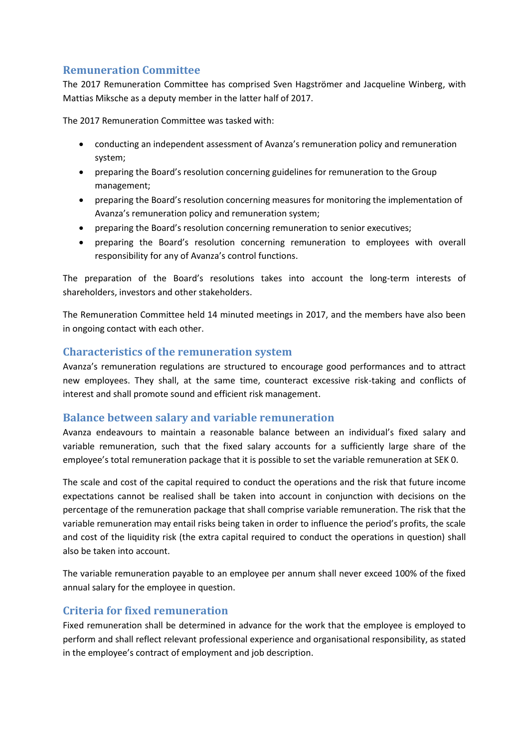## Remuneration Committee

The 2017 Remuneration Committee has comprised Sven Hagströmer and Jacqueline Winberg, with Mattias Miksche as a deputy member in the latter half of 2017.

The 2017 Remuneration Committee was tasked with:

- conducting an independent assessment of Avanza's remuneration policy and remuneration system;
- preparing the Board's resolution concerning guidelines for remuneration to the Group management;
- preparing the Board's resolution concerning measures for monitoring the implementation of Avanza's remuneration policy and remuneration system;
- preparing the Board's resolution concerning remuneration to senior executives;
- preparing the Board's resolution concerning remuneration to employees with overall responsibility for any of Avanza's control functions.

The preparation of the Board's resolutions takes into account the long-term interests of shareholders, investors and other stakeholders.

The Remuneration Committee held 14 minuted meetings in 2017, and the members have also been in ongoing contact with each other.

## Characteristics of the remuneration system

Avanza's remuneration regulations are structured to encourage good performances and to attract new employees. They shall, at the same time, counteract excessive risk-taking and conflicts of interest and shall promote sound and efficient risk management.

## Balance between salary and variable remuneration

Avanza endeavours to maintain a reasonable balance between an individual's fixed salary and variable remuneration, such that the fixed salary accounts for a sufficiently large share of the employee's total remuneration package that it is possible to set the variable remuneration at SEK 0.

The scale and cost of the capital required to conduct the operations and the risk that future income expectations cannot be realised shall be taken into account in conjunction with decisions on the percentage of the remuneration package that shall comprise variable remuneration. The risk that the variable remuneration may entail risks being taken in order to influence the period's profits, the scale and cost of the liquidity risk (the extra capital required to conduct the operations in question) shall also be taken into account.

The variable remuneration payable to an employee per annum shall never exceed 100% of the fixed annual salary for the employee in question.

## Criteria for fixed remuneration

Fixed remuneration shall be determined in advance for the work that the employee is employed to perform and shall reflect relevant professional experience and organisational responsibility, as stated in the employee's contract of employment and job description.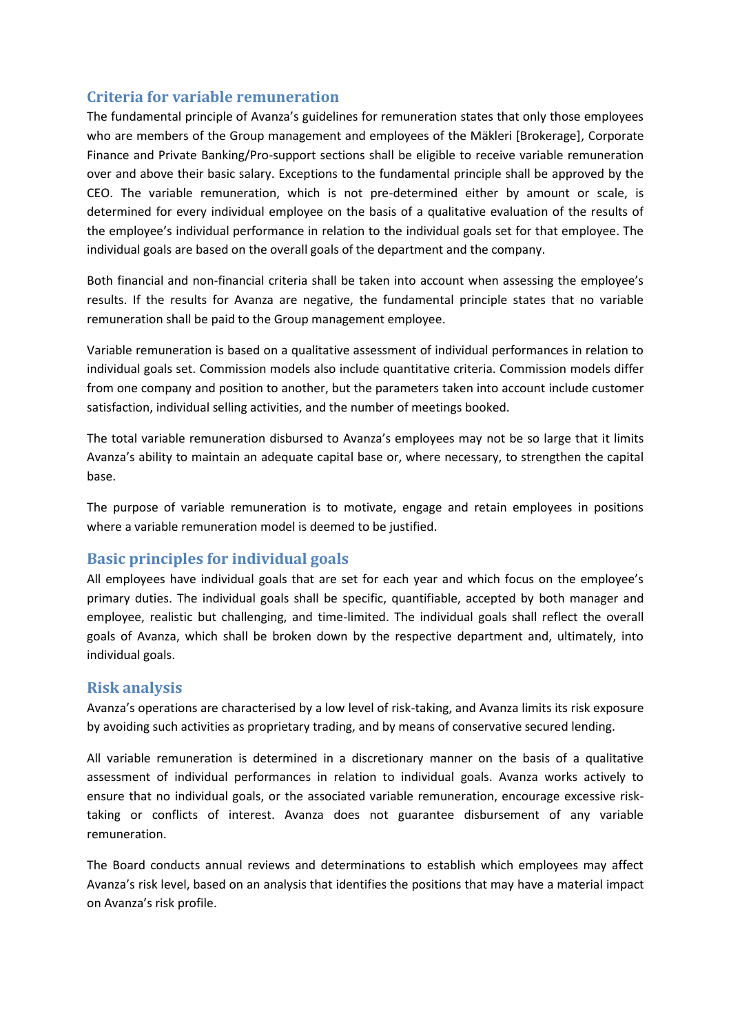## Criteria for variable remuneration

The fundamental principle of Avanza's guidelines for remuneration states that only those employees who are members of the Group management and employees of the Mäkleri [Brokerage], Corporate Finance and Private Banking/Pro-support sections shall be eligible to receive variable remuneration over and above their basic salary. Exceptions to the fundamental principle shall be approved by the CEO. The variable remuneration, which is not pre-determined either by amount or scale, is determined for every individual employee on the basis of a qualitative evaluation of the results of the employee's individual performance in relation to the individual goals set for that employee. The individual goals are based on the overall goals of the department and the company.

Both financial and non-financial criteria shall be taken into account when assessing the employee's results. If the results for Avanza are negative, the fundamental principle states that no variable remuneration shall be paid to the Group management employee.

Variable remuneration is based on a qualitative assessment of individual performances in relation to individual goals set. Commission models also include quantitative criteria. Commission models differ from one company and position to another, but the parameters taken into account include customer satisfaction, individual selling activities, and the number of meetings booked.

The total variable remuneration disbursed to Avanza's employees may not be so large that it limits Avanza's ability to maintain an adequate capital base or, where necessary, to strengthen the capital base.

The purpose of variable remuneration is to motivate, engage and retain employees in positions where a variable remuneration model is deemed to be justified.

## Basic principles for individual goals

All employees have individual goals that are set for each year and which focus on the employee's primary duties. The individual goals shall be specific, quantifiable, accepted by both manager and employee, realistic but challenging, and time-limited. The individual goals shall reflect the overall goals of Avanza, which shall be broken down by the respective department and, ultimately, into individual goals.

## Risk analysis

Avanza's operations are characterised by a low level of risk-taking, and Avanza limits its risk exposure by avoiding such activities as proprietary trading, and by means of conservative secured lending.

All variable remuneration is determined in a discretionary manner on the basis of a qualitative assessment of individual performances in relation to individual goals. Avanza works actively to ensure that no individual goals, or the associated variable remuneration, encourage excessive risk-taking or conflicts of interest. Avanza does not guarantee disbursement of any variable remuneration.

The Board conducts annual reviews and determinations to establish which employees may affect Avanza's risk level, based on an analysis that identifies the positions that may have a material impact on Avanza's risk profile.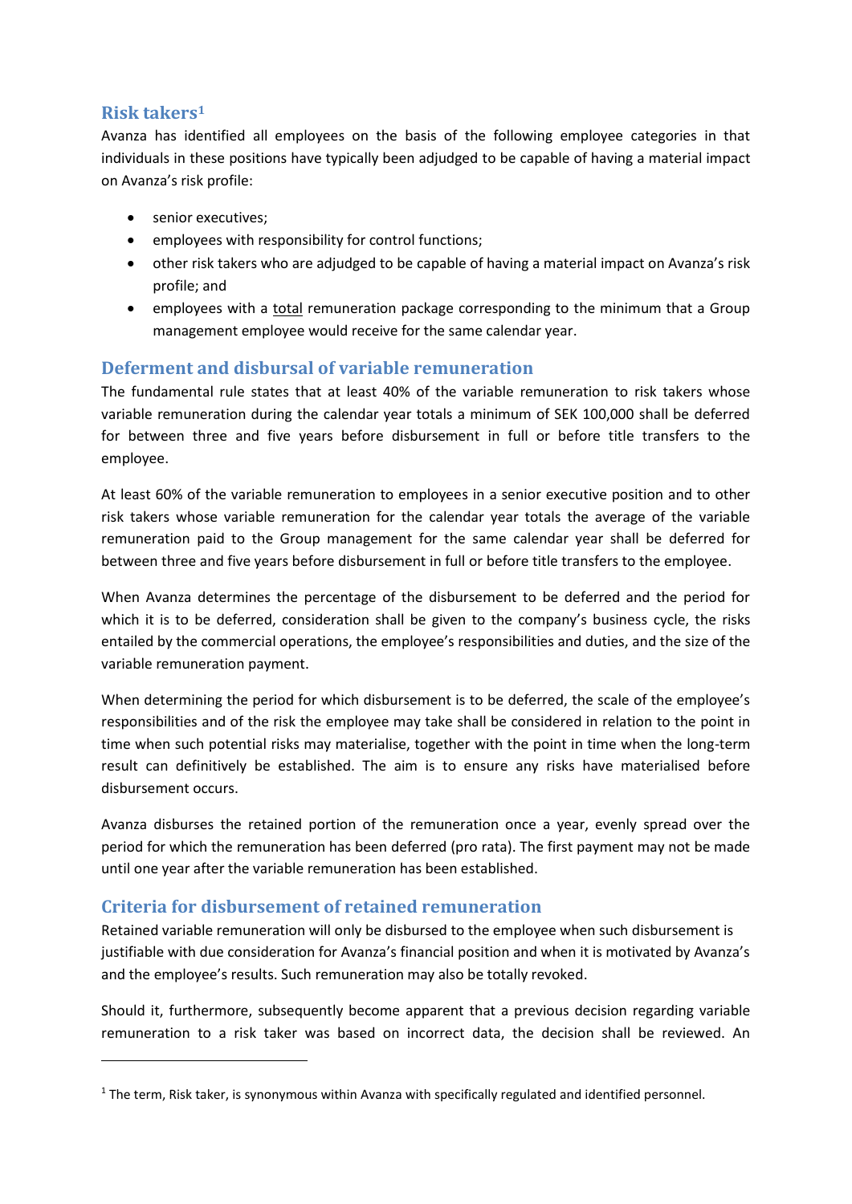## Risk takers[1]

Avanza has identified all employees on the basis of the following employee categories in that individuals in these positions have typically been adjudged to be capable of having a material impact on Avanza's risk profile:

- senior executives;
- employees with responsibility for control functions;
- other risk takers who are adjudged to be capable of having a material impact on Avanza's risk profile; and
- employees with a total remuneration package corresponding to the minimum that a Group management employee would receive for the same calendar year.

## Deferment and disbursal of variable remuneration

The fundamental rule states that at least 40% of the variable remuneration to risk takers whose variable remuneration during the calendar year totals a minimum of SEK 100,000 shall be deferred for between three and five years before disbursement in full or before title transfers to the employee.

At least 60% of the variable remuneration to employees in a senior executive position and to other risk takers whose variable remuneration for the calendar year totals the average of the variable remuneration paid to the Group management for the same calendar year shall be deferred for between three and five years before disbursement in full or before title transfers to the employee.

When Avanza determines the percentage of the disbursement to be deferred and the period for which it is to be deferred, consideration shall be given to the company's business cycle, the risks entailed by the commercial operations, the employee's responsibilities and duties, and the size of the variable remuneration payment.

When determining the period for which disbursement is to be deferred, the scale of the employee's responsibilities and of the risk the employee may take shall be considered in relation to the point in time when such potential risks may materialise, together with the point in time when the long-term result can definitively be established. The aim is to ensure any risks have materialised before disbursement occurs.

Avanza disburses the retained portion of the remuneration once a year, evenly spread over the period for which the remuneration has been deferred (pro rata). The first payment may not be made until one year after the variable remuneration has been established.

## Criteria for disbursement of retained remuneration

Retained variable remuneration will only be disbursed to the employee when such disbursement is justifiable with due consideration for Avanza's financial position and when it is motivated by Avanza's and the employee's results. Such remuneration may also be totally revoked.

Should it, furthermore, subsequently become apparent that a previous decision regarding variable remuneration to a risk taker was based on incorrect data, the decision shall be reviewed. An

[1] The term, Risk taker, is synonymous within Avanza with specifically regulated and identified personnel.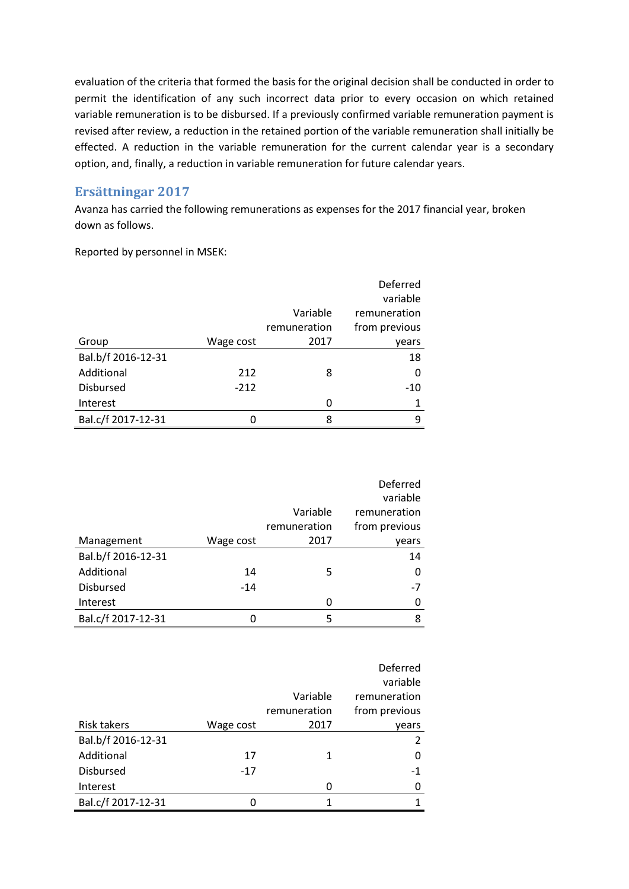evaluation of the criteria that formed the basis for the original decision shall be conducted in order to permit the identification of any such incorrect data prior to every occasion on which retained variable remuneration is to be disbursed. If a previously confirmed variable remuneration payment is revised after review, a reduction in the retained portion of the variable remuneration shall initially be effected. A reduction in the variable remuneration for the current calendar year is a secondary option, and, finally, a reduction in variable remuneration for future calendar years.

## Ersättningar 2017

Avanza has carried the following remunerations as expenses for the 2017 financial year, broken down as follows.

Reported by personnel in MSEK:

| Group | Wage cost | Variable remuneration 2017 | Deferred variable remuneration from previous years |
|---|---|---|---|
| Bal.b/f 2016-12-31 | | | 18 |
| Additional | 212 | 8 | 0 |
| Disbursed | -212 | | -10 |
| Interest | | 0 | 1 |
| Bal.c/f 2017-12-31 | 0 | 8 | 9 |

| Management | Wage cost | Variable remuneration 2017 | Deferred variable remuneration from previous years |
|---|---|---|---|
| Bal.b/f 2016-12-31 | | | 14 |
| Additional | 14 | 5 | 0 |
| Disbursed | -14 | | -7 |
| Interest | | 0 | 0 |
| Bal.c/f 2017-12-31 | 0 | 5 | 8 |

| Risk takers | Wage cost | Variable remuneration 2017 | Deferred variable remuneration from previous years |
|---|---|---|---|
| Bal.b/f 2016-12-31 | | | 2 |
| Additional | 17 | 1 | 0 |
| Disbursed | -17 | | -1 |
| Interest | | 0 | 0 |
| Bal.c/f 2017-12-31 | 0 | 1 | 1 |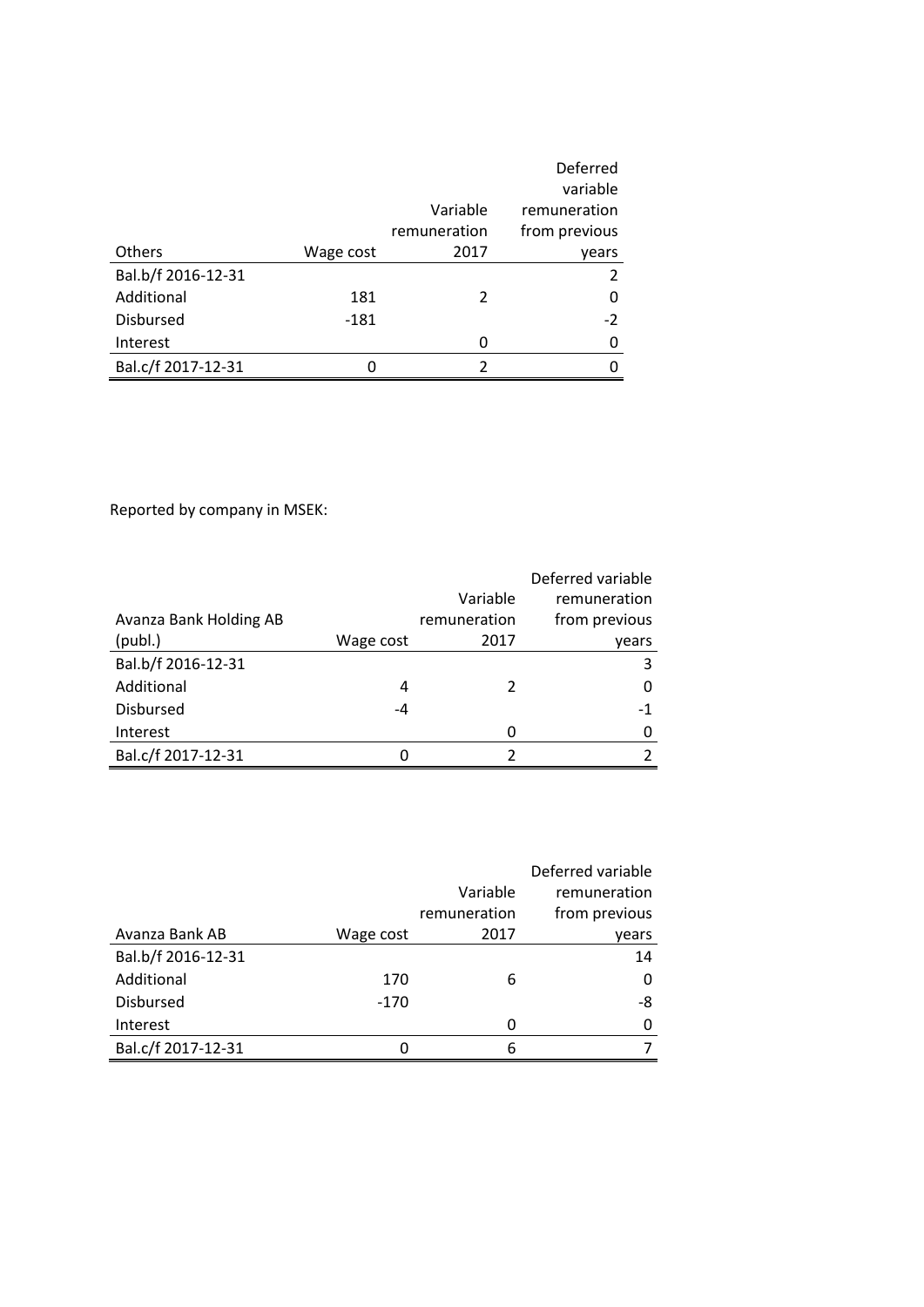| Others | Wage cost | Variable remuneration 2017 | Deferred variable remuneration from previous years |
|---|---|---|---|
| Bal.b/f 2016-12-31 | | | 2 |
| Additional | 181 | 2 | 0 |
| Disbursed | -181 | | -2 |
| Interest | | 0 | 0 |
| Bal.c/f 2017-12-31 | 0 | 2 | 0 |

Reported by company in MSEK:

| Avanza Bank Holding AB (publ.) | Wage cost | Variable remuneration 2017 | Deferred variable remuneration from previous years |
|---|---|---|---|
| Bal.b/f 2016-12-31 | | | 3 |
| Additional | 4 | 2 | 0 |
| Disbursed | -4 | | -1 |
| Interest | | 0 | 0 |
| Bal.c/f 2017-12-31 | 0 | 2 | 2 |

| Avanza Bank AB | Wage cost | Variable remuneration 2017 | Deferred variable remuneration from previous years |
|---|---|---|---|
| Bal.b/f 2016-12-31 | | | 14 |
| Additional | 170 | 6 | 0 |
| Disbursed | -170 | | -8 |
| Interest | | 0 | 0 |
| Bal.c/f 2017-12-31 | 0 | 6 | 7 |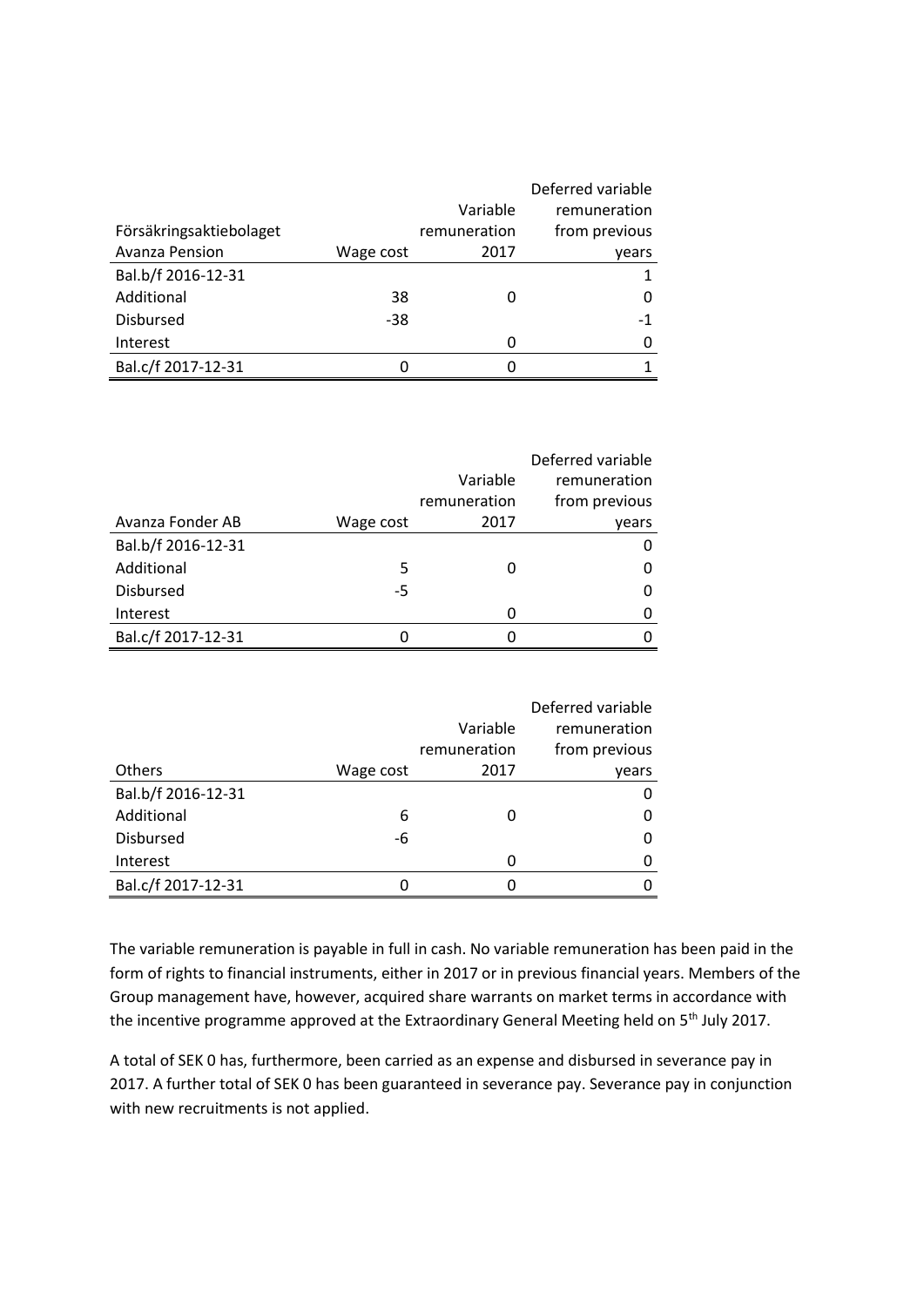| Försäkringsaktiebolaget Avanza Pension | Wage cost | Variable remuneration 2017 | Deferred variable remuneration from previous years |
|---|---|---|---|
| Bal.b/f 2016-12-31 | | | 1 |
| Additional | 38 | 0 | 0 |
| Disbursed | -38 | | -1 |
| Interest | | 0 | 0 |
| Bal.c/f 2017-12-31 | 0 | 0 | 1 |

| Avanza Fonder AB | Wage cost | Variable remuneration 2017 | Deferred variable remuneration from previous years |
|---|---|---|---|
| Bal.b/f 2016-12-31 | | | 0 |
| Additional | 5 | 0 | 0 |
| Disbursed | -5 | | 0 |
| Interest | | 0 | 0 |
| Bal.c/f 2017-12-31 | 0 | 0 | 0 |

| Others | Wage cost | Variable remuneration 2017 | Deferred variable remuneration from previous years |
|---|---|---|---|
| Bal.b/f 2016-12-31 | | | 0 |
| Additional | 6 | 0 | 0 |
| Disbursed | -6 | | 0 |
| Interest | | 0 | 0 |
| Bal.c/f 2017-12-31 | 0 | 0 | 0 |

The variable remuneration is payable in full in cash. No variable remuneration has been paid in the form of rights to financial instruments, either in 2017 or in previous financial years. Members of the Group management have, however, acquired share warrants on market terms in accordance with the incentive programme approved at the Extraordinary General Meeting held on 5th July 2017.

A total of SEK 0 has, furthermore, been carried as an expense and disbursed in severance pay in 2017. A further total of SEK 0 has been guaranteed in severance pay. Severance pay in conjunction with new recruitments is not applied.